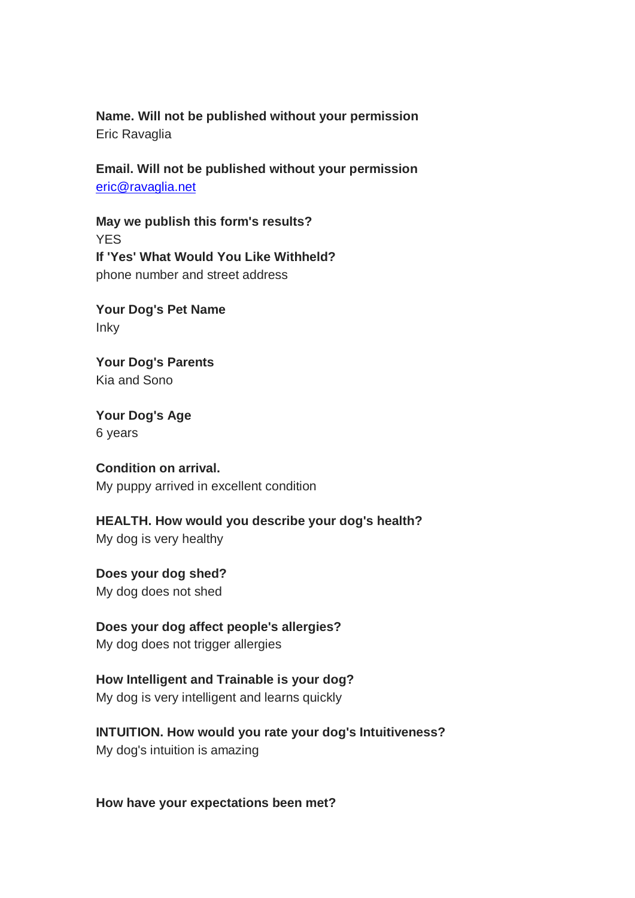**Name. Will not be published without your permission**
Eric Ravaglia

**Email. Will not be published without your permission**
eric@ravaglia.net

**May we publish this form's results?**
YES
**If 'Yes' What Would You Like Withheld?**
phone number and street address

**Your Dog's Pet Name**
Inky

**Your Dog's Parents**
Kia and Sono

**Your Dog's Age**
6 years

**Condition on arrival.**
My puppy arrived in excellent condition

**HEALTH. How would you describe your dog's health?**
My dog is very healthy

**Does your dog shed?**
My dog does not shed

**Does your dog affect people's allergies?**
My dog does not trigger allergies

**How Intelligent and Trainable is your dog?**
My dog is very intelligent and learns quickly

**INTUITION. How would you rate your dog's Intuitiveness?**
My dog's intuition is amazing

**How have your expectations been met?**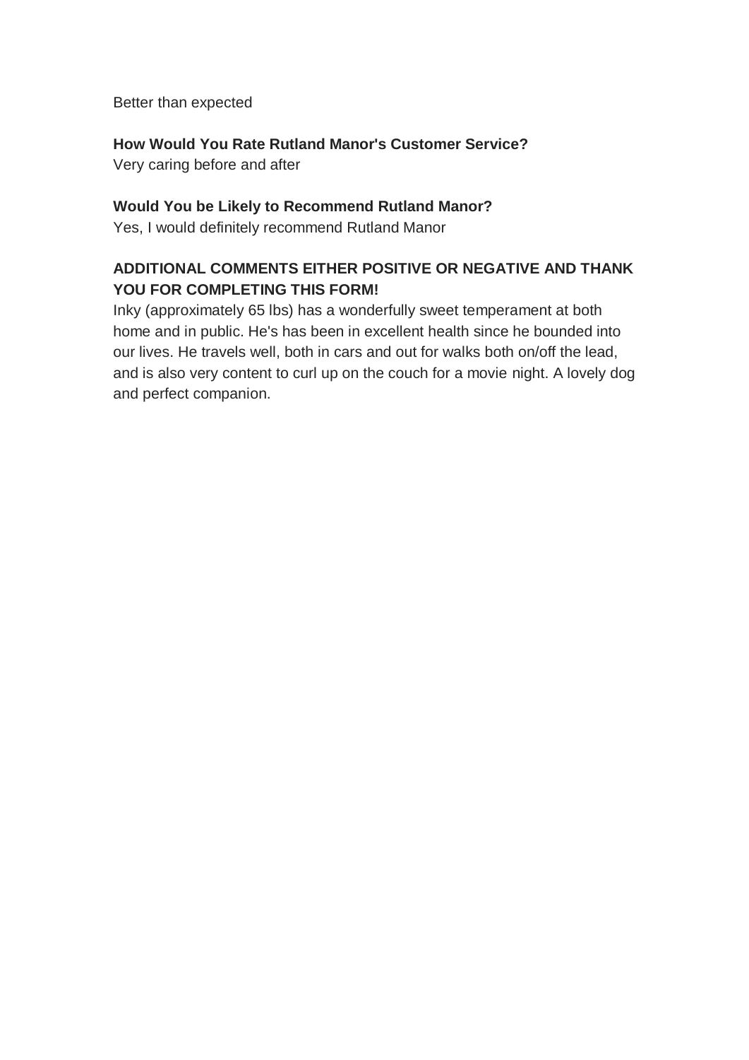Better than expected

**How Would You Rate Rutland Manor's Customer Service?**
Very caring before and after

**Would You be Likely to Recommend Rutland Manor?**
Yes, I would definitely recommend Rutland Manor

**ADDITIONAL COMMENTS EITHER POSITIVE OR NEGATIVE AND THANK YOU FOR COMPLETING THIS FORM!**
Inky (approximately 65 lbs) has a wonderfully sweet temperament at both home and in public. He's has been in excellent health since he bounded into our lives. He travels well, both in cars and out for walks both on/off the lead, and is also very content to curl up on the couch for a movie night. A lovely dog and perfect companion.